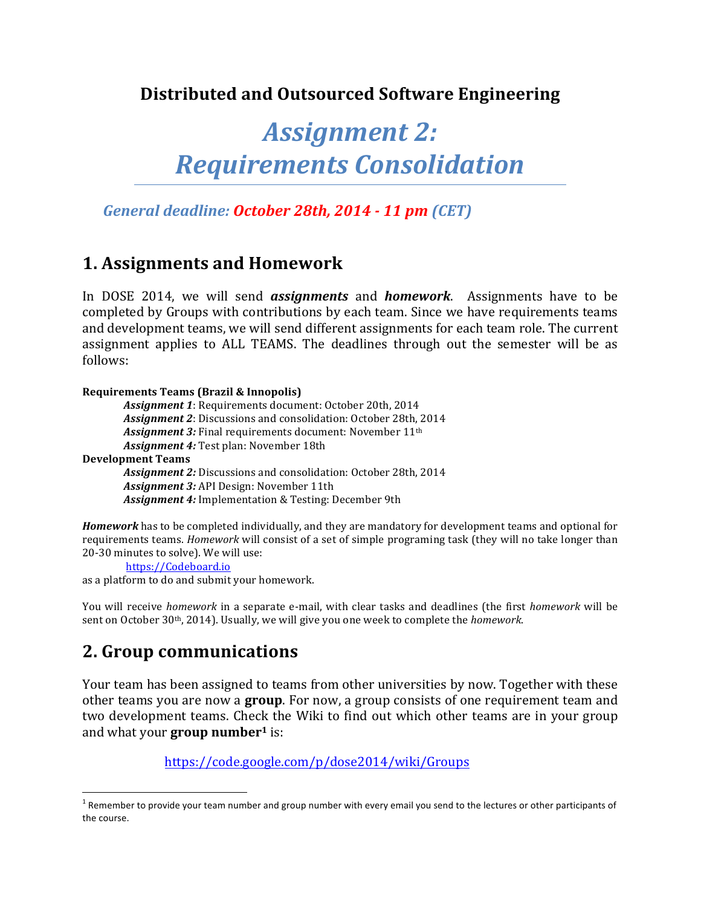**Distributed and Outsourced Software Engineering**

# *Assignment 2: Requirements Consolidation*

*General deadline: October 28th, 2014 - 11 pm (CET)*

## 1. Assignments and Homework

In DOSE 2014, we will send ***assignments*** and ***homework***. Assignments have to be completed by Groups with contributions by each team. Since we have requirements teams and development teams, we will send different assignments for each team role. The current assignment applies to ALL TEAMS. The deadlines through out the semester will be as follows:

**Requirements Teams (Brazil & Innopolis)**

- ***Assignment 1***: Requirements document: October 20th, 2014
- ***Assignment 2***: Discussions and consolidation: October 28th, 2014
- ***Assignment 3:*** Final requirements document: November 11th
- ***Assignment 4:*** Test plan: November 18th

**Development Teams**

- ***Assignment 2:*** Discussions and consolidation: October 28th, 2014
- ***Assignment 3:*** API Design: November 11th
- ***Assignment 4:*** Implementation & Testing: December 9th

***Homework*** has to be completed individually, and they are mandatory for development teams and optional for requirements teams. *Homework* will consist of a set of simple programing task (they will no take longer than 20-30 minutes to solve). We will use:

[https://Codeboard.io](https://Codeboard.io)

as a platform to do and submit your homework.

You will receive *homework* in a separate e-mail, with clear tasks and deadlines (the first *homework* will be sent on October 30th, 2014). Usually, we will give you one week to complete the *homework*.

## 2. Group communications

Your team has been assigned to teams from other universities by now. Together with these other teams you are now a **group**. For now, a group consists of one requirement team and two development teams. Check the Wiki to find out which other teams are in your group and what your **group number**[1] is:

[https://code.google.com/p/dose2014/wiki/Groups](https://code.google.com/p/dose2014/wiki/Groups)

[1] Remember to provide your team number and group number with every email you send to the lectures or other participants of the course.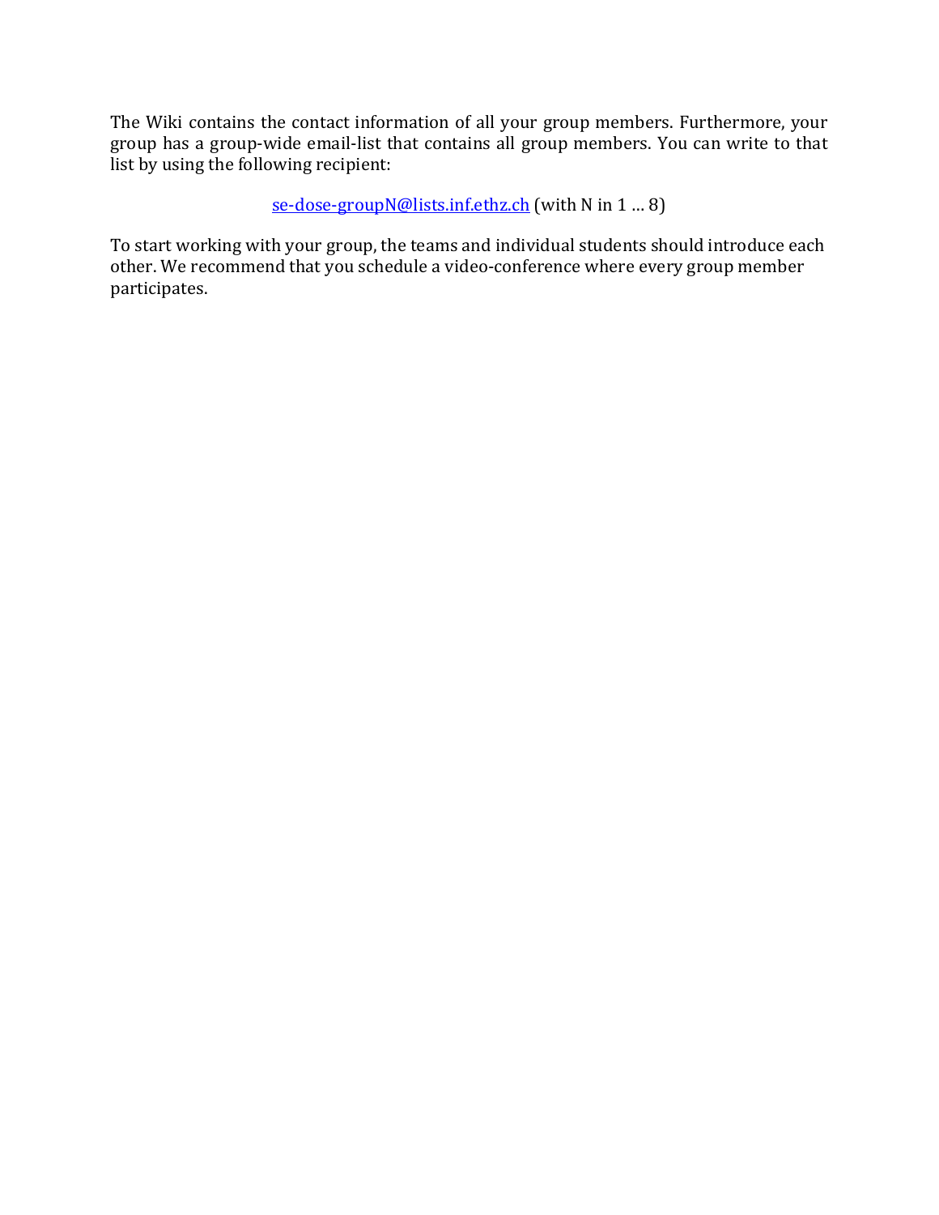The Wiki contains the contact information of all your group members. Furthermore, your group has a group-wide email-list that contains all group members. You can write to that list by using the following recipient:

se-dose-groupN@lists.inf.ethz.ch (with N in 1 … 8)

To start working with your group, the teams and individual students should introduce each other. We recommend that you schedule a video-conference where every group member participates.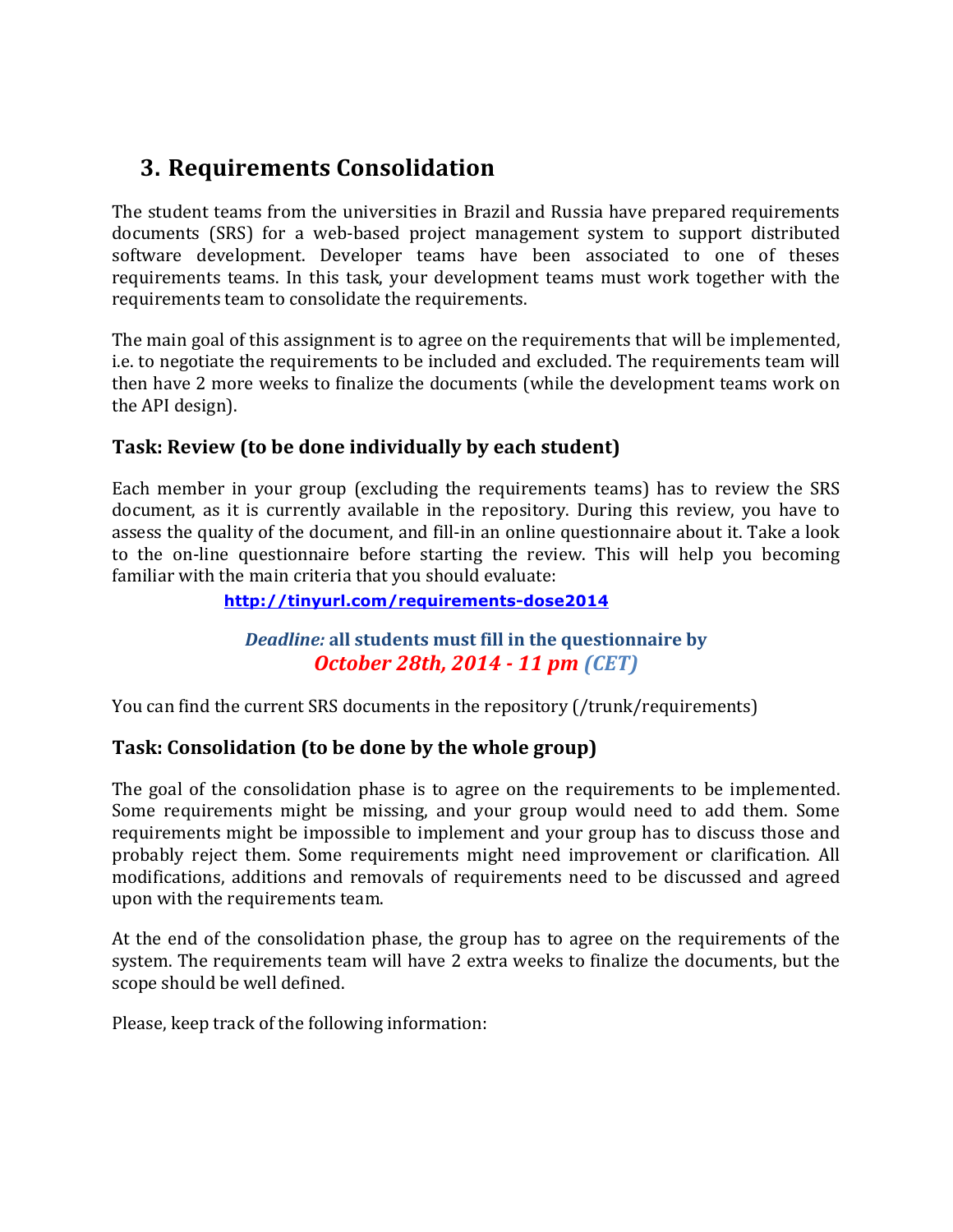## 3. Requirements Consolidation

The student teams from the universities in Brazil and Russia have prepared requirements documents (SRS) for a web-based project management system to support distributed software development. Developer teams have been associated to one of theses requirements teams. In this task, your development teams must work together with the requirements team to consolidate the requirements.

The main goal of this assignment is to agree on the requirements that will be implemented, i.e. to negotiate the requirements to be included and excluded. The requirements team will then have 2 more weeks to finalize the documents (while the development teams work on the API design).

### Task: Review (to be done individually by each student)

Each member in your group (excluding the requirements teams) has to review the SRS document, as it is currently available in the repository. During this review, you have to assess the quality of the document, and fill-in an online questionnaire about it. Take a look to the on-line questionnaire before starting the review. This will help you becoming familiar with the main criteria that you should evaluate:

**http://tinyurl.com/requirements-dose2014**

***Deadline:* all students must fill in the questionnaire by**
***October 28th, 2014 - 11 pm (CET)***

You can find the current SRS documents in the repository (/trunk/requirements)

### Task: Consolidation (to be done by the whole group)

The goal of the consolidation phase is to agree on the requirements to be implemented. Some requirements might be missing, and your group would need to add them. Some requirements might be impossible to implement and your group has to discuss those and probably reject them. Some requirements might need improvement or clarification. All modifications, additions and removals of requirements need to be discussed and agreed upon with the requirements team.

At the end of the consolidation phase, the group has to agree on the requirements of the system. The requirements team will have 2 extra weeks to finalize the documents, but the scope should be well defined.

Please, keep track of the following information: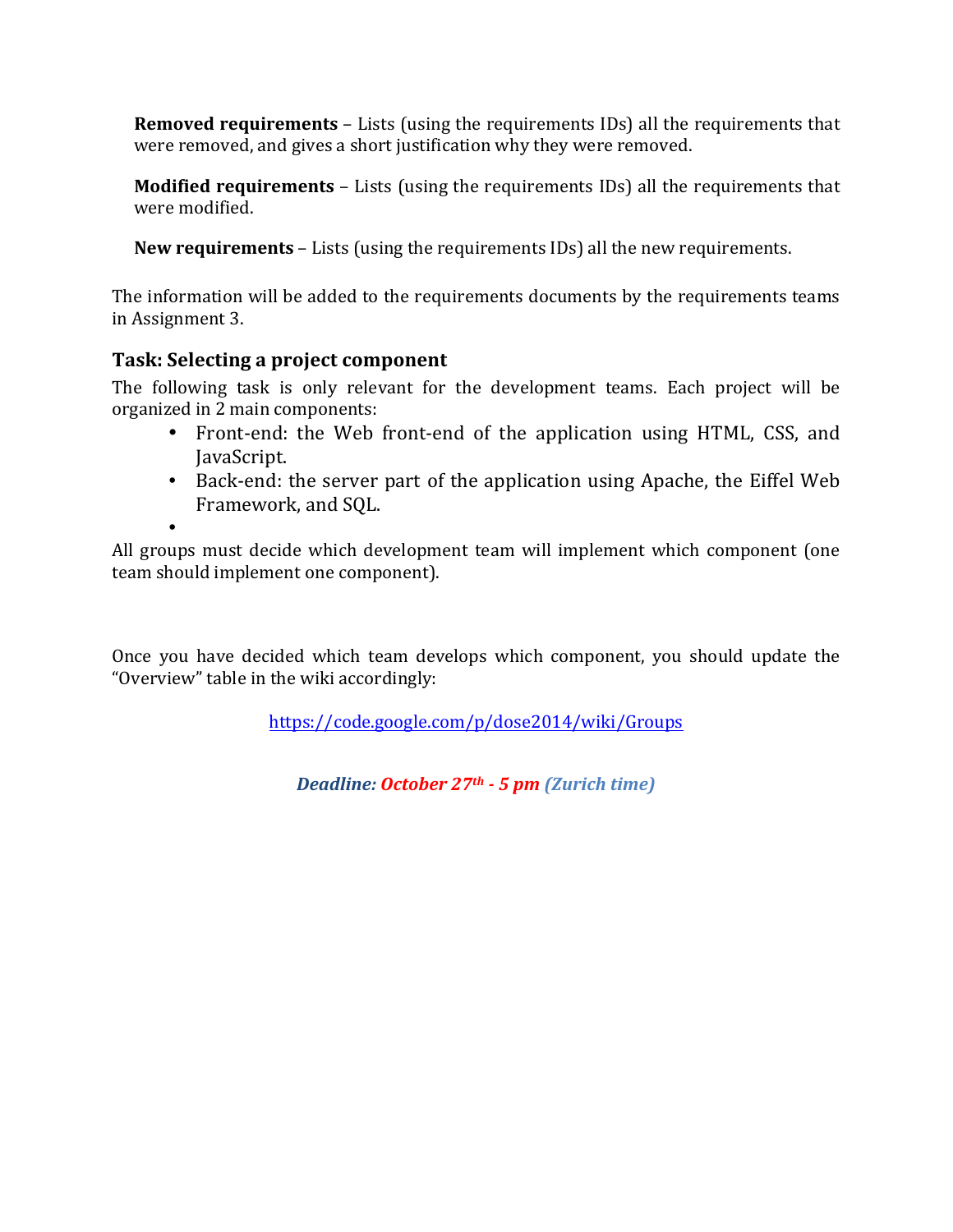**Removed requirements** – Lists (using the requirements IDs) all the requirements that were removed, and gives a short justification why they were removed.

**Modified requirements** – Lists (using the requirements IDs) all the requirements that were modified.

**New requirements** – Lists (using the requirements IDs) all the new requirements.

The information will be added to the requirements documents by the requirements teams in Assignment 3.

### Task: Selecting a project component

The following task is only relevant for the development teams. Each project will be organized in 2 main components:

- Front-end: the Web front-end of the application using HTML, CSS, and JavaScript.
- Back-end: the server part of the application using Apache, the Eiffel Web Framework, and SQL.
- 

All groups must decide which development team will implement which component (one team should implement one component).

Once you have decided which team develops which component, you should update the "Overview" table in the wiki accordingly:

https://code.google.com/p/dose2014/wiki/Groups

***Deadline: October 27th - 5 pm (Zurich time)***